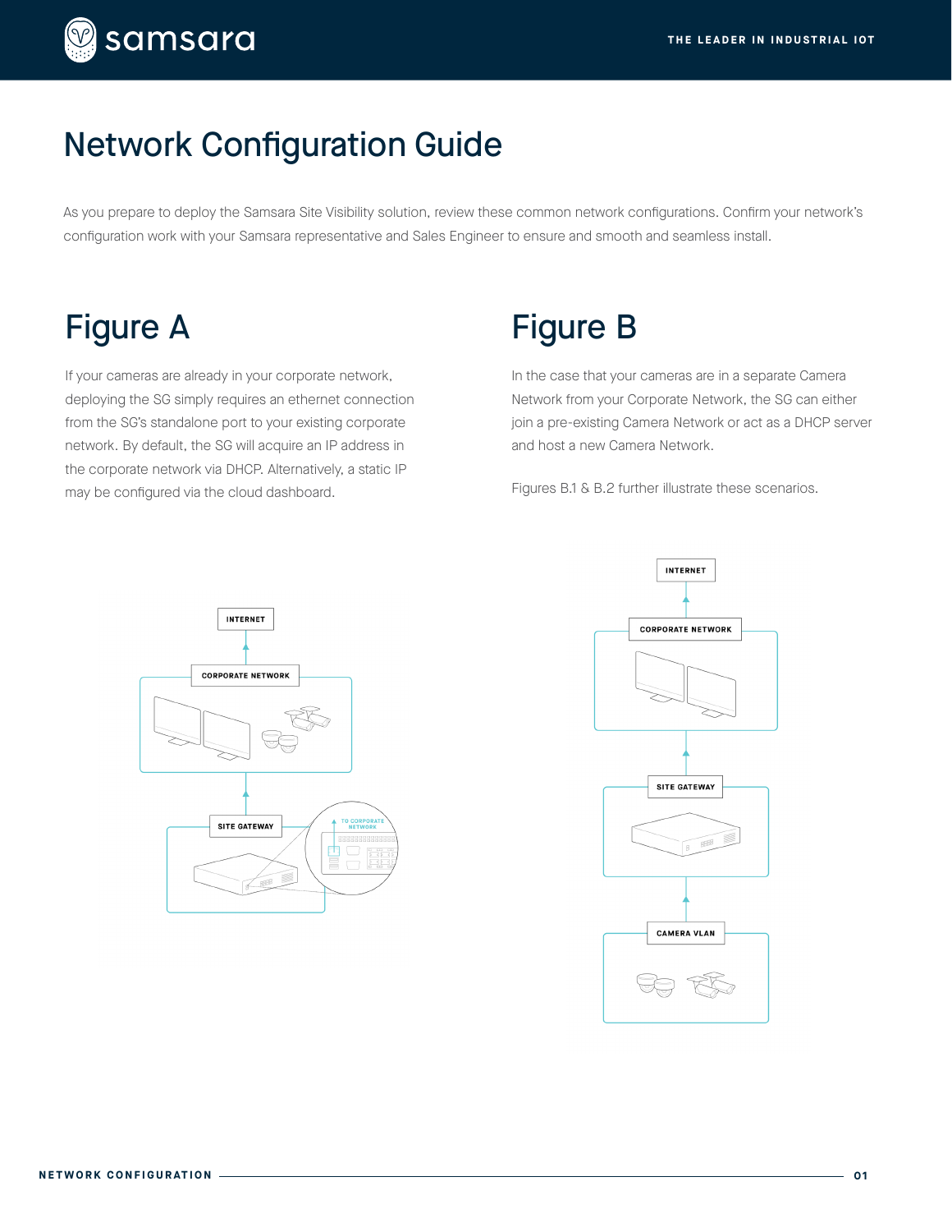# Network Configuration Guide

As you prepare to deploy the Samsara Site Visibility solution, review these common network configurations. Confirm your network's configuration work with your Samsara representative and Sales Engineer to ensure and smooth and seamless install.

## Figure A

If your cameras are already in your corporate network, deploying the SG simply requires an ethernet connection from the SG's standalone port to your existing corporate network. By default, the SG will acquire an IP address in the corporate network via DHCP. Alternatively, a static IP may be configured via the cloud dashboard.

INTERNET

CORPORATE NETWORK

SITE GATEWAY

TO CORPORATE NETWORK

## Figure B

In the case that your cameras are in a separate Camera Network from your Corporate Network, the SG can either join a pre-existing Camera Network or act as a DHCP server and host a new Camera Network.

Figures B.1 & B.2 further illustrate these scenarios.

INTERNET

CORPORATE NETWORK

SITE GATEWAY

CAMERA VLAN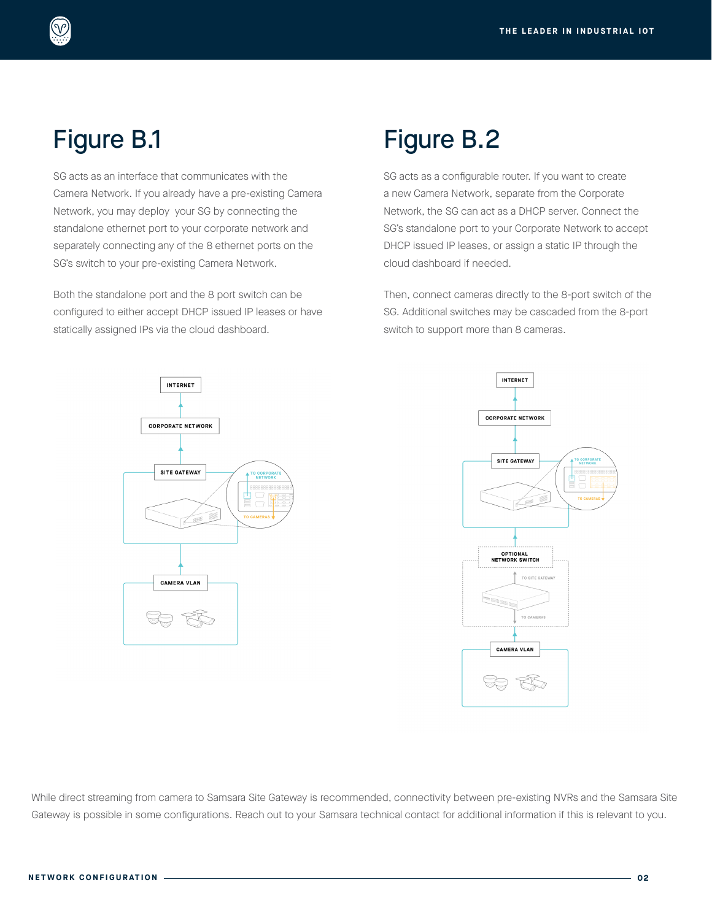# Figure B.1

SG acts as an interface that communicates with the Camera Network. If you already have a pre-existing Camera Network, you may deploy your SG by connecting the standalone ethernet port to your corporate network and separately connecting any of the 8 ethernet ports on the SG's switch to your pre-existing Camera Network.

Both the standalone port and the 8 port switch can be configured to either accept DHCP issued IP leases or have statically assigned IPs via the cloud dashboard.

INTERNET

CORPORATE NETWORK

SITE GATEWAY

TO CORPORATE NETWORK

TO CAMERAS

CAMERA VLAN

# Figure B.2

SG acts as a configurable router. If you want to create a new Camera Network, separate from the Corporate Network, the SG can act as a DHCP server. Connect the SG's standalone port to your Corporate Network to accept DHCP issued IP leases, or assign a static IP through the cloud dashboard if needed.

Then, connect cameras directly to the 8-port switch of the SG. Additional switches may be cascaded from the 8-port switch to support more than 8 cameras.

INTERNET

CORPORATE NETWORK

SITE GATEWAY

TO CORPORATE NETWORK

TO CAMERAS

OPTIONAL NETWORK SWITCH

TO SITE GATEWAY

TO CAMERAS

CAMERA VLAN

While direct streaming from camera to Samsara Site Gateway is recommended, connectivity between pre-existing NVRs and the Samsara Site Gateway is possible in some configurations. Reach out to your Samsara technical contact for additional information if this is relevant to you.